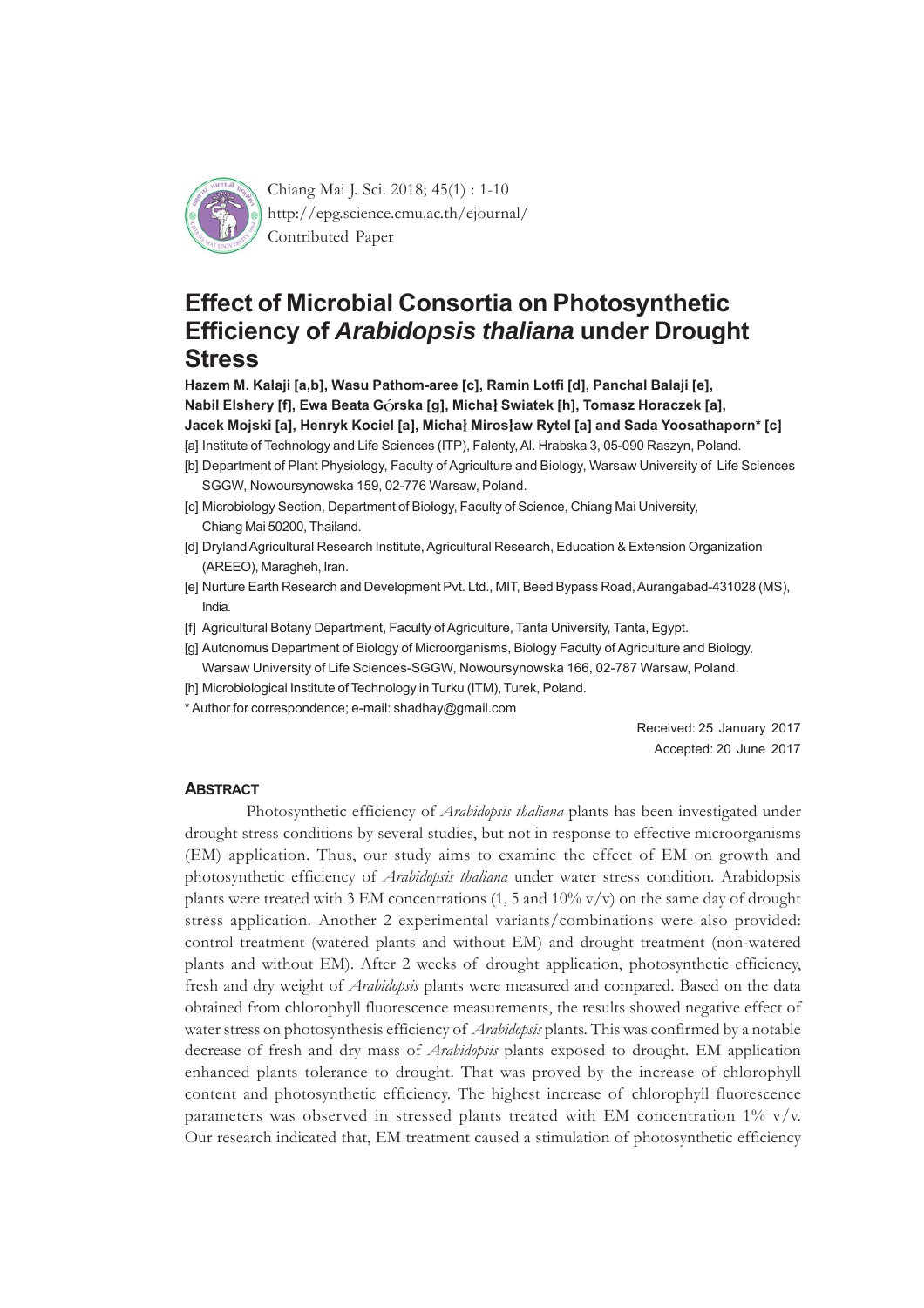Chiang Mai J. Sci. 2018; 45(1) : 1-10
http://epg.science.cmu.ac.th/ejournal/
Contributed Paper

# Effect of Microbial Consortia on Photosynthetic Efficiency of *Arabidopsis thaliana* under Drought Stress

**Hazem M. Kalaji [a,b], Wasu Pathom-aree [c], Ramin Lotfi [d], Panchal Balaji [e], Nabil Elshery [f], Ewa Beata Górska [g], Michał Swiatek [h], Tomasz Horaczek [a], Jacek Mojski [a], Henryk Kociel [a], Michał Mirosław Rytel [a] and Sada Yoosathaporn* [c]**

[a] Institute of Technology and Life Sciences (ITP), Falenty, Al. Hrabska 3, 05-090 Raszyn, Poland.

[b] Department of Plant Physiology, Faculty of Agriculture and Biology, Warsaw University of Life Sciences SGGW, Nowoursynowska 159, 02-776 Warsaw, Poland.

[c] Microbiology Section, Department of Biology, Faculty of Science, Chiang Mai University, Chiang Mai 50200, Thailand.

[d] Dryland Agricultural Research Institute, Agricultural Research, Education & Extension Organization (AREEO), Maragheh, Iran.

[e] Nurture Earth Research and Development Pvt. Ltd., MIT, Beed Bypass Road, Aurangabad-431028 (MS), India.

[f] Agricultural Botany Department, Faculty of Agriculture, Tanta University, Tanta, Egypt.

[g] Autonomus Department of Biology of Microorganisms, Biology Faculty of Agriculture and Biology, Warsaw University of Life Sciences-SGGW, Nowoursynowska 166, 02-787 Warsaw, Poland.

[h] Microbiological Institute of Technology in Turku (ITM), Turek, Poland.

* Author for correspondence; e-mail: shadhay@gmail.com

Received: 25 January 2017
Accepted: 20 June 2017

## ABSTRACT

Photosynthetic efficiency of *Arabidopsis thaliana* plants has been investigated under drought stress conditions by several studies, but not in response to effective microorganisms (EM) application. Thus, our study aims to examine the effect of EM on growth and photosynthetic efficiency of *Arabidopsis thaliana* under water stress condition. Arabidopsis plants were treated with 3 EM concentrations (1, 5 and 10% v/v) on the same day of drought stress application. Another 2 experimental variants/combinations were also provided: control treatment (watered plants and without EM) and drought treatment (non-watered plants and without EM). After 2 weeks of drought application, photosynthetic efficiency, fresh and dry weight of *Arabidopsis* plants were measured and compared. Based on the data obtained from chlorophyll fluorescence measurements, the results showed negative effect of water stress on photosynthesis efficiency of *Arabidopsis* plants. This was confirmed by a notable decrease of fresh and dry mass of *Arabidopsis* plants exposed to drought. EM application enhanced plants tolerance to drought. That was proved by the increase of chlorophyll content and photosynthetic efficiency. The highest increase of chlorophyll fluorescence parameters was observed in stressed plants treated with EM concentration 1% v/v. Our research indicated that, EM treatment caused a stimulation of photosynthetic efficiency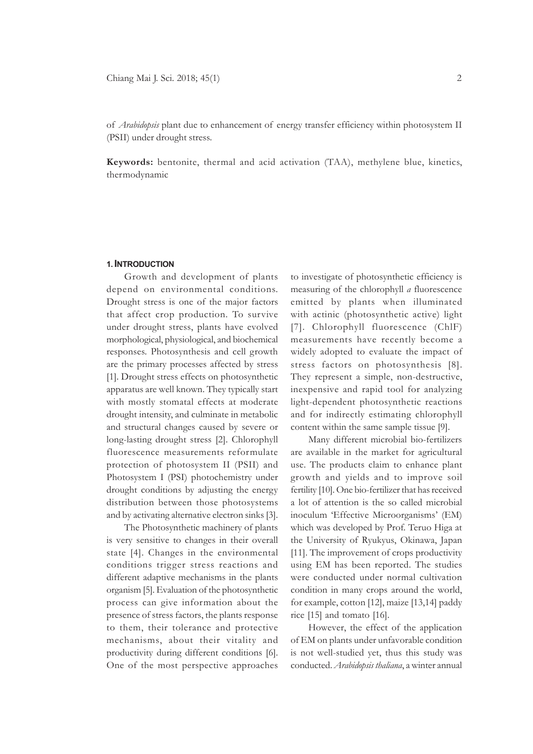of *Arabidopsis* plant due to enhancement of energy transfer efficiency within photosystem II (PSII) under drought stress.

**Keywords:** bentonite, thermal and acid activation (TAA), methylene blue, kinetics, thermodynamic

## 1. Introduction

Growth and development of plants depend on environmental conditions. Drought stress is one of the major factors that affect crop production. To survive under drought stress, plants have evolved morphological, physiological, and biochemical responses. Photosynthesis and cell growth are the primary processes affected by stress [1]. Drought stress effects on photosynthetic apparatus are well known. They typically start with mostly stomatal effects at moderate drought intensity, and culminate in metabolic and structural changes caused by severe or long-lasting drought stress [2]. Chlorophyll fluorescence measurements reformulate protection of photosystem II (PSII) and Photosystem I (PSI) photochemistry under drought conditions by adjusting the energy distribution between those photosystems and by activating alternative electron sinks [3].

The Photosynthetic machinery of plants is very sensitive to changes in their overall state [4]. Changes in the environmental conditions trigger stress reactions and different adaptive mechanisms in the plants organism [5]. Evaluation of the photosynthetic process can give information about the presence of stress factors, the plants response to them, their tolerance and protective mechanisms, about their vitality and productivity during different conditions [6]. One of the most perspective approaches to investigate of photosynthetic efficiency is measuring of the chlorophyll *a* fluorescence emitted by plants when illuminated with actinic (photosynthetic active) light [7]. Chlorophyll fluorescence (ChlF) measurements have recently become a widely adopted to evaluate the impact of stress factors on photosynthesis [8]. They represent a simple, non-destructive, inexpensive and rapid tool for analyzing light-dependent photosynthetic reactions and for indirectly estimating chlorophyll content within the same sample tissue [9].

Many different microbial bio-fertilizers are available in the market for agricultural use. The products claim to enhance plant growth and yields and to improve soil fertility [10]. One bio-fertilizer that has received a lot of attention is the so called microbial inoculum 'Effective Microorganisms' (EM) which was developed by Prof. Teruo Higa at the University of Ryukyus, Okinawa, Japan [11]. The improvement of crops productivity using EM has been reported. The studies were conducted under normal cultivation condition in many crops around the world, for example, cotton [12], maize [13,14] paddy rice [15] and tomato [16].

However, the effect of the application of EM on plants under unfavorable condition is not well-studied yet, thus this study was conducted. *Arabidopsis thaliana*, a winter annual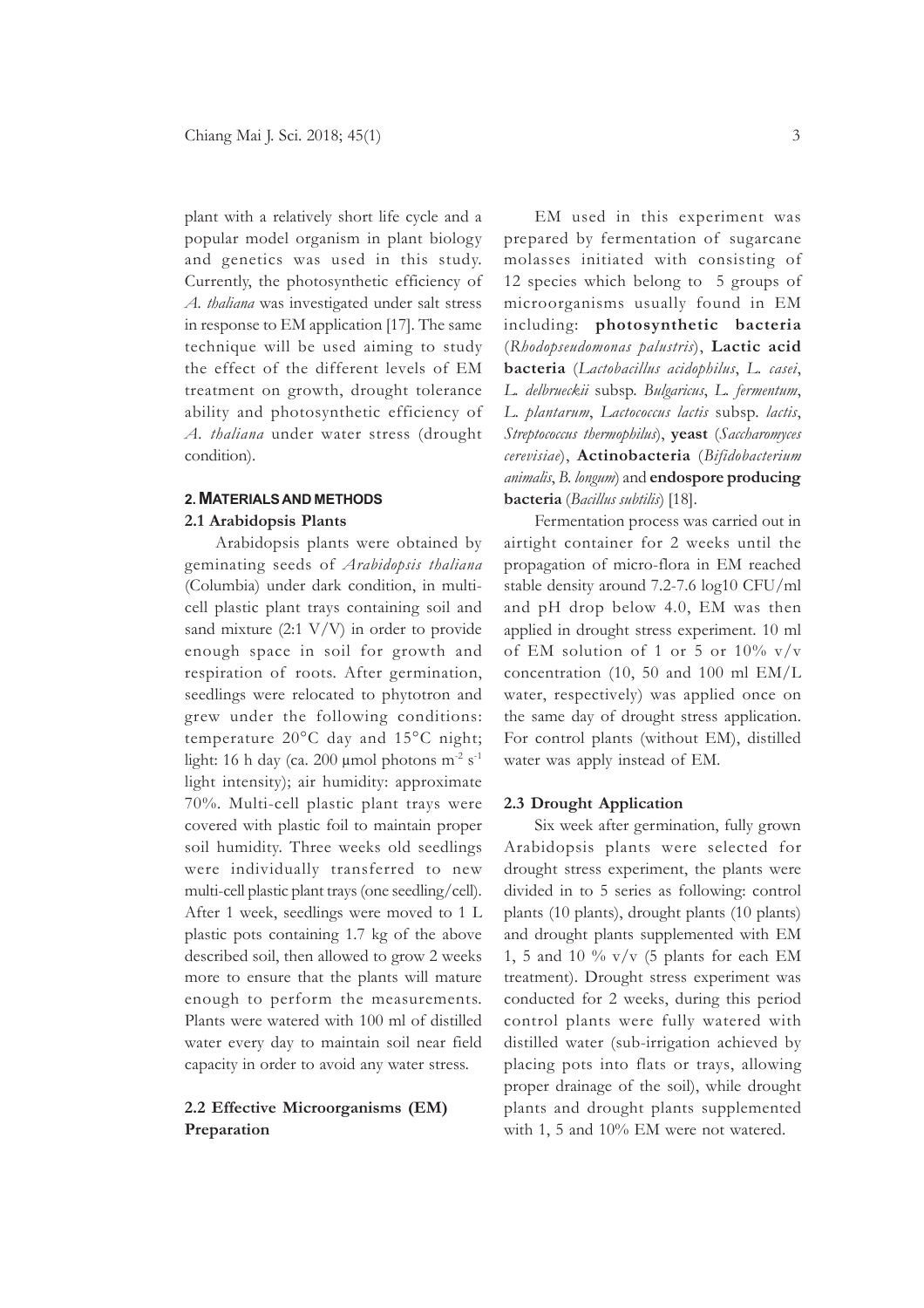plant with a relatively short life cycle and a popular model organism in plant biology and genetics was used in this study. Currently, the photosynthetic efficiency of *A. thaliana* was investigated under salt stress in response to EM application [17]. The same technique will be used aiming to study the effect of the different levels of EM treatment on growth, drought tolerance ability and photosynthetic efficiency of *A. thaliana* under water stress (drought condition).

## 2. MATERIALS AND METHODS

### 2.1 Arabidopsis Plants

Arabidopsis plants were obtained by geminating seeds of *Arabidopsis thaliana* (Columbia) under dark condition, in multi-cell plastic plant trays containing soil and sand mixture (2:1 V/V) in order to provide enough space in soil for growth and respiration of roots. After germination, seedlings were relocated to phytotron and grew under the following conditions: temperature 20°C day and 15°C night; light: 16 h day (ca. 200 μmol photons $m^{-2}$ $s^{-1}$ light intensity); air humidity: approximate 70%. Multi-cell plastic plant trays were covered with plastic foil to maintain proper soil humidity. Three weeks old seedlings were individually transferred to new multi-cell plastic plant trays (one seedling/cell). After 1 week, seedlings were moved to 1 L plastic pots containing 1.7 kg of the above described soil, then allowed to grow 2 weeks more to ensure that the plants will mature enough to perform the measurements. Plants were watered with 100 ml of distilled water every day to maintain soil near field capacity in order to avoid any water stress.

### 2.2 Effective Microorganisms (EM) Preparation

EM used in this experiment was prepared by fermentation of sugarcane molasses initiated with consisting of 12 species which belong to 5 groups of microorganisms usually found in EM including: **photosynthetic bacteria** (*Rhodopseudomonas palustris*), **Lactic acid bacteria** (*Lactobacillus acidophilus*, *L. casei*, *L. delbrueckii* subsp. *Bulgaricus*, *L. fermentum*, *L. plantarum*, *Lactococcus lactis* subsp. *lactis*, *Streptococcus thermophilus*), **yeast** (*Saccharomyces cerevisiae*), **Actinobacteria** (*Bifidobacterium animalis*, *B. longum*) and **endospore producing bacteria** (*Bacillus subtilis*) [18].

Fermentation process was carried out in airtight container for 2 weeks until the propagation of micro-flora in EM reached stable density around 7.2-7.6 log10 CFU/ml and pH drop below 4.0, EM was then applied in drought stress experiment. 10 ml of EM solution of 1 or 5 or 10% v/v concentration (10, 50 and 100 ml EM/L water, respectively) was applied once on the same day of drought stress application. For control plants (without EM), distilled water was apply instead of EM.

### 2.3 Drought Application

Six week after germination, fully grown Arabidopsis plants were selected for drought stress experiment, the plants were divided in to 5 series as following: control plants (10 plants), drought plants (10 plants) and drought plants supplemented with EM 1, 5 and 10 % v/v (5 plants for each EM treatment). Drought stress experiment was conducted for 2 weeks, during this period control plants were fully watered with distilled water (sub-irrigation achieved by placing pots into flats or trays, allowing proper drainage of the soil), while drought plants and drought plants supplemented with 1, 5 and 10% EM were not watered.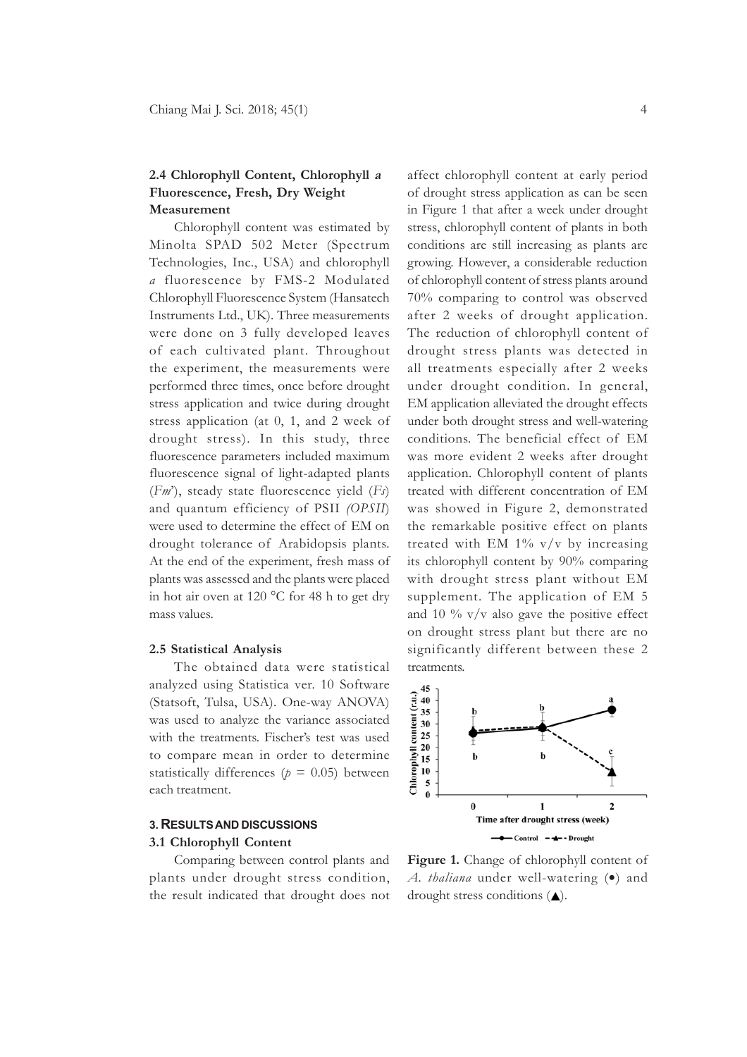### 2.4 Chlorophyll Content, Chlorophyll *a* Fluorescence, Fresh, Dry Weight Measurement

Chlorophyll content was estimated by Minolta SPAD 502 Meter (Spectrum Technologies, Inc., USA) and chlorophyll *a* fluorescence by FMS-2 Modulated Chlorophyll Fluorescence System (Hansatech Instruments Ltd., UK). Three measurements were done on 3 fully developed leaves of each cultivated plant. Throughout the experiment, the measurements were performed three times, once before drought stress application and twice during drought stress application (at 0, 1, and 2 week of drought stress). In this study, three fluorescence parameters included maximum fluorescence signal of light-adapted plants (*Fm*'), steady state fluorescence yield (*Fs*) and quantum efficiency of PSII *(OPSII*) were used to determine the effect of EM on drought tolerance of Arabidopsis plants. At the end of the experiment, fresh mass of plants was assessed and the plants were placed in hot air oven at 120 °C for 48 h to get dry mass values.

### 2.5 Statistical Analysis

The obtained data were statistical analyzed using Statistica ver. 10 Software (Statsoft, Tulsa, USA). One-way ANOVA) was used to analyze the variance associated with the treatments. Fischer's test was used to compare mean in order to determine statistically differences ($p = 0.05$) between each treatment.

## 3. Results and Discussions

### 3.1 Chlorophyll Content

Comparing between control plants and plants under drought stress condition, the result indicated that drought does not affect chlorophyll content at early period of drought stress application as can be seen in Figure 1 that after a week under drought stress, chlorophyll content of plants in both conditions are still increasing as plants are growing. However, a considerable reduction of chlorophyll content of stress plants around 70% comparing to control was observed after 2 weeks of drought application. The reduction of chlorophyll content of drought stress plants was detected in all treatments especially after 2 weeks under drought condition. In general, EM application alleviated the drought effects under both drought stress and well-watering conditions. The beneficial effect of EM was more evident 2 weeks after drought application. Chlorophyll content of plants treated with different concentration of EM was showed in Figure 2, demonstrated the remarkable positive effect on plants treated with EM 1% v/v by increasing its chlorophyll content by 90% comparing with drought stress plant without EM supplement. The application of EM 5 and 10 % v/v also gave the positive effect on drought stress plant but there are no significantly different between these 2 treatments.

**Figure 1.** Change of chlorophyll content of *A. thaliana* under well-watering (•) and drought stress conditions (▲).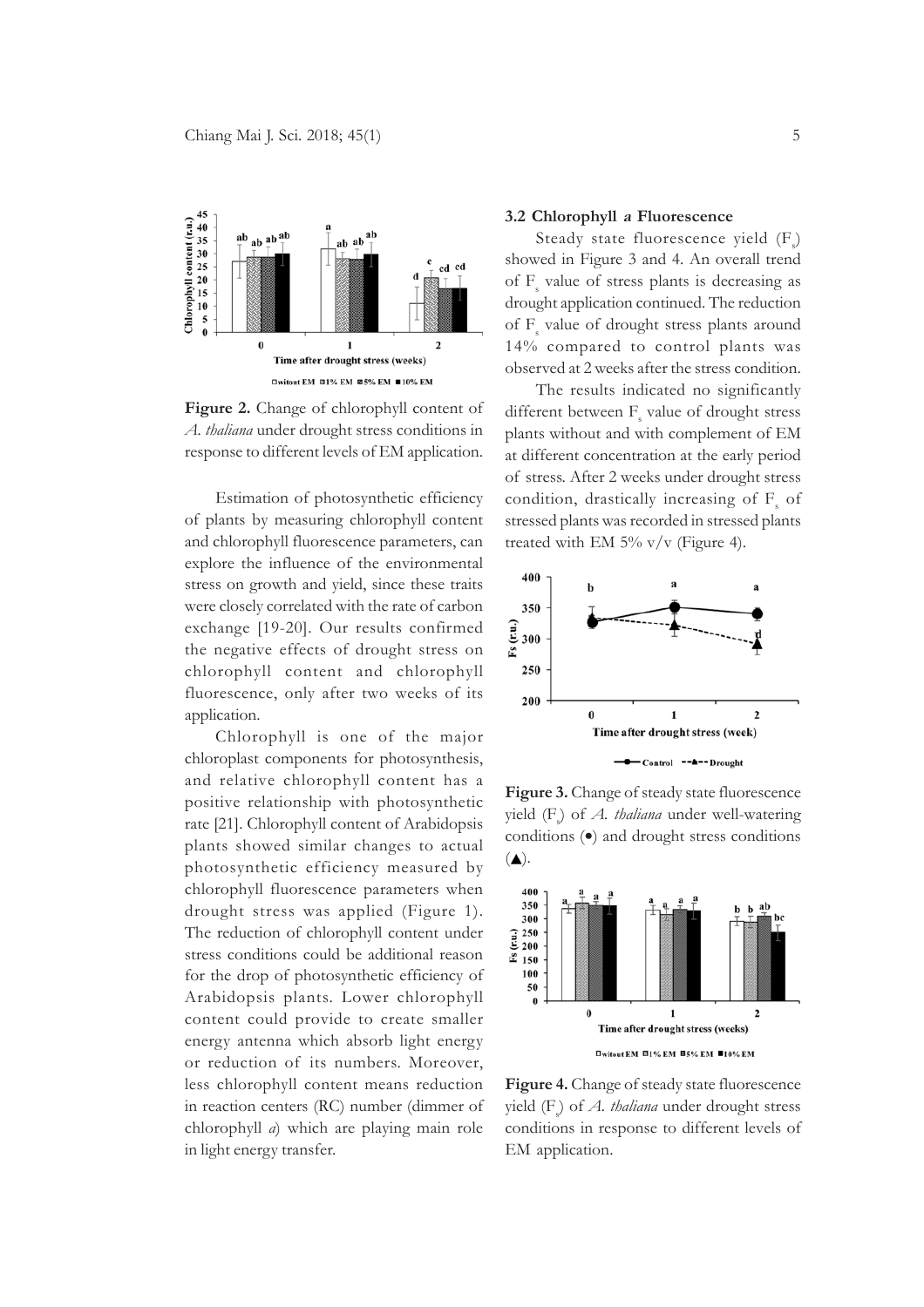**Figure 2.** Change of chlorophyll content of *A. thaliana* under drought stress conditions in response to different levels of EM application.

Estimation of photosynthetic efficiency of plants by measuring chlorophyll content and chlorophyll fluorescence parameters, can explore the influence of the environmental stress on growth and yield, since these traits were closely correlated with the rate of carbon exchange [19-20]. Our results confirmed the negative effects of drought stress on chlorophyll content and chlorophyll fluorescence, only after two weeks of its application.

Chlorophyll is one of the major chloroplast components for photosynthesis, and relative chlorophyll content has a positive relationship with photosynthetic rate [21]. Chlorophyll content of Arabidopsis plants showed similar changes to actual photosynthetic efficiency measured by chlorophyll fluorescence parameters when drought stress was applied (Figure 1). The reduction of chlorophyll content under stress conditions could be additional reason for the drop of photosynthetic efficiency of Arabidopsis plants. Lower chlorophyll content could provide to create smaller energy antenna which absorb light energy or reduction of its numbers. Moreover, less chlorophyll content means reduction in reaction centers (RC) number (dimmer of chlorophyll *a*) which are playing main role in light energy transfer.

### 3.2 Chlorophyll *a* Fluorescence

Steady state fluorescence yield ($F_s$) showed in Figure 3 and 4. An overall trend of $F_s$ value of stress plants is decreasing as drought application continued. The reduction of $F_s$ value of drought stress plants around 14% compared to control plants was observed at 2 weeks after the stress condition.

The results indicated no significantly different between $F_s$ value of drought stress plants without and with complement of EM at different concentration at the early period of stress. After 2 weeks under drought stress condition, drastically increasing of $F_s$ of stressed plants was recorded in stressed plants treated with EM 5% v/v (Figure 4).

**Figure 3.** Change of steady state fluorescence yield ($F_s$) of *A. thaliana* under well-watering conditions (•) and drought stress conditions (▲).

**Figure 4.** Change of steady state fluorescence yield ($F_s$) of *A. thaliana* under drought stress conditions in response to different levels of EM application.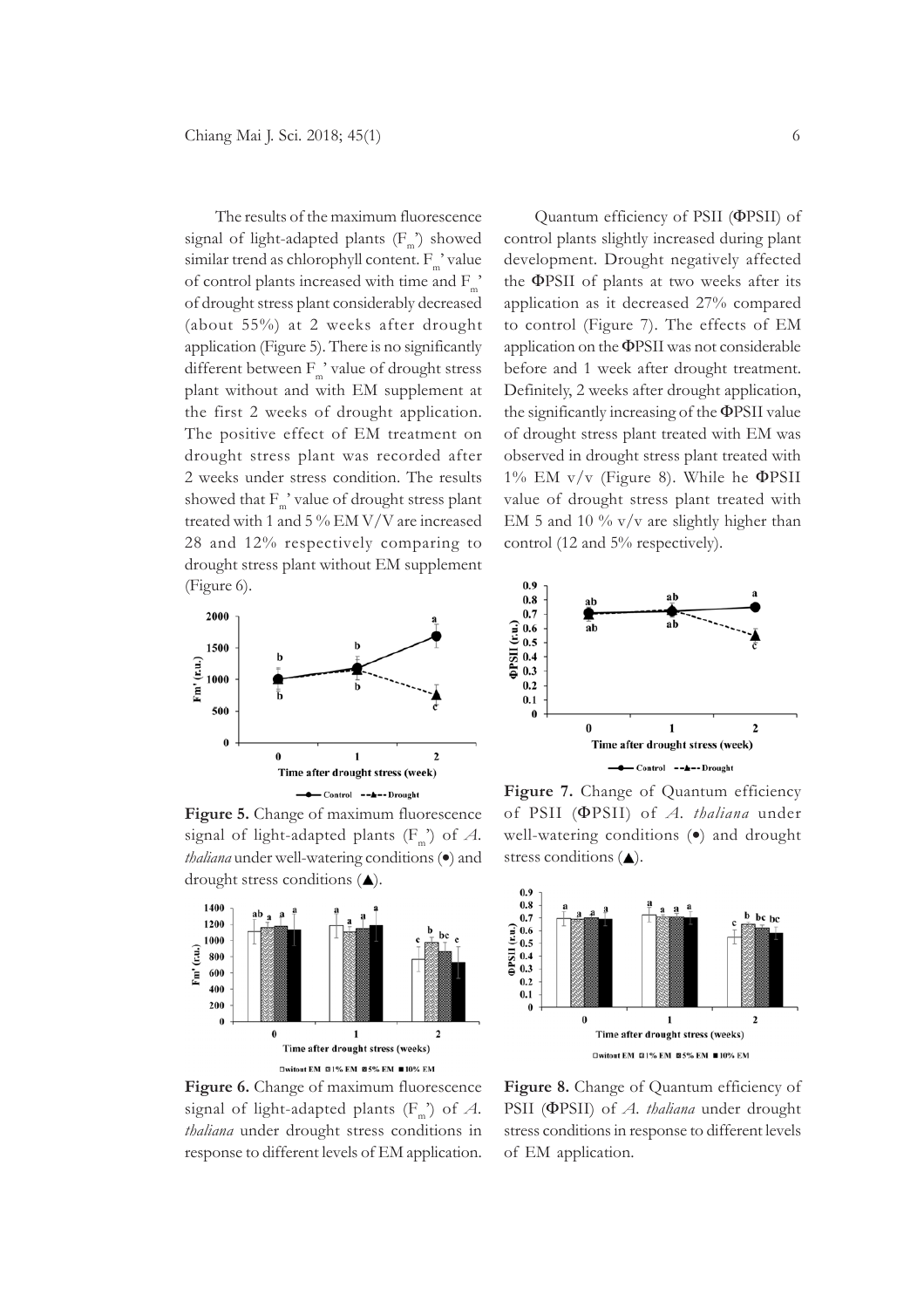The results of the maximum fluorescence signal of light-adapted plants ($F_m$') showed similar trend as chlorophyll content. $F_m$' value of control plants increased with time and $F_m$' of drought stress plant considerably decreased (about 55%) at 2 weeks after drought application (Figure 5). There is no significantly different between $F_m$' value of drought stress plant without and with EM supplement at the first 2 weeks of drought application. The positive effect of EM treatment on drought stress plant was recorded after 2 weeks under stress condition. The results showed that $F_m$' value of drought stress plant treated with 1 and 5 % EM V/V are increased 28 and 12% respectively comparing to drought stress plant without EM supplement (Figure 6).

**Figure 5.** Change of maximum fluorescence signal of light-adapted plants ($F_m$') of *A. thaliana* under well-watering conditions (•) and drought stress conditions (▲).

**Figure 6.** Change of maximum fluorescence signal of light-adapted plants ($F_m$') of *A. thaliana* under drought stress conditions in response to different levels of EM application.

Quantum efficiency of PSII (ΦPSII) of control plants slightly increased during plant development. Drought negatively affected the ΦPSII of plants at two weeks after its application as it decreased 27% compared to control (Figure 7). The effects of EM application on the ΦPSII was not considerable before and 1 week after drought treatment. Definitely, 2 weeks after drought application, the significantly increasing of the ΦPSII value of drought stress plant treated with EM was observed in drought stress plant treated with 1% EM v/v (Figure 8). While he ΦPSII value of drought stress plant treated with EM 5 and 10 % v/v are slightly higher than control (12 and 5% respectively).

**Figure 7.** Change of Quantum efficiency of PSII (ΦPSII) of *A. thaliana* under well-watering conditions (•) and drought stress conditions (▲).

**Figure 8.** Change of Quantum efficiency of PSII (ΦPSII) of *A. thaliana* under drought stress conditions in response to different levels of EM application.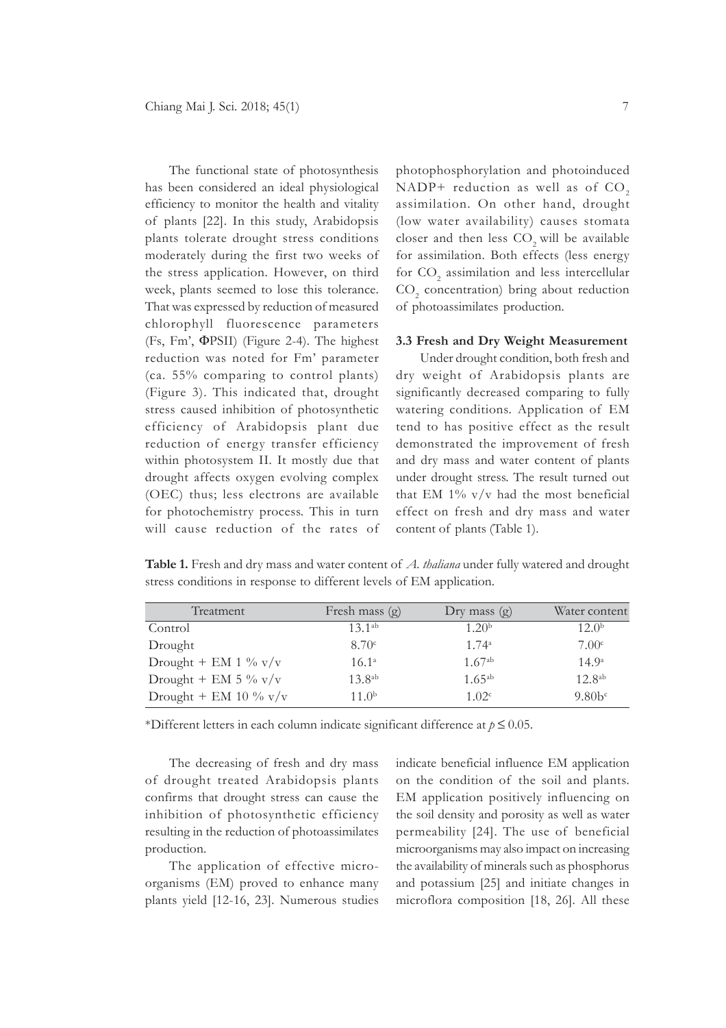The functional state of photosynthesis has been considered an ideal physiological efficiency to monitor the health and vitality of plants [22]. In this study, Arabidopsis plants tolerate drought stress conditions moderately during the first two weeks of the stress application. However, on third week, plants seemed to lose this tolerance. That was expressed by reduction of measured chlorophyll fluorescence parameters (Fs, Fm', ΦPSII) (Figure 2-4). The highest reduction was noted for Fm' parameter (ca. 55% comparing to control plants) (Figure 3). This indicated that, drought stress caused inhibition of photosynthetic efficiency of Arabidopsis plant due reduction of energy transfer efficiency within photosystem II. It mostly due that drought affects oxygen evolving complex (OEC) thus; less electrons are available for photochemistry process. This in turn will cause reduction of the rates of photophosphorylation and photoinduced NADP+ reduction as well as of $CO_2$ assimilation. On other hand, drought (low water availability) causes stomata closer and then less $CO_2$ will be available for assimilation. Both effects (less energy for $CO_2$ assimilation and less intercellular $CO_2$ concentration) bring about reduction of photoassimilates production.

### 3.3 Fresh and Dry Weight Measurement

Under drought condition, both fresh and dry weight of Arabidopsis plants are significantly decreased comparing to fully watering conditions. Application of EM tend to has positive effect as the result demonstrated the improvement of fresh and dry mass and water content of plants under drought stress. The result turned out that EM 1% v/v had the most beneficial effect on fresh and dry mass and water content of plants (Table 1).

**Table 1.** Fresh and dry mass and water content of *A. thaliana* under fully watered and drought stress conditions in response to different levels of EM application.

| Treatment | Fresh mass (g) | Dry mass (g) | Water content |
|---|---|---|---|
| Control | 13.1[ab] | 1.20[b] | 12.0[b] |
| Drought | 8.70[c] | 1.74[a] | 7.00[c] |
| Drought + EM 1 % v/v | 16.1[a] | 1.67[ab] | 14.9[a] |
| Drought + EM 5 % v/v | 13.8[ab] | 1.65[ab] | 12.8[ab] |
| Drought + EM 10 % v/v | 11.0[b] | 1.02[c] | 9.80b[c] |

*Different letters in each column indicate significant difference at $p \leq 0.05$.

The decreasing of fresh and dry mass of drought treated Arabidopsis plants confirms that drought stress can cause the inhibition of photosynthetic efficiency resulting in the reduction of photoassimilates production.

The application of effective microorganisms (EM) proved to enhance many plants yield [12-16, 23]. Numerous studies indicate beneficial influence EM application on the condition of the soil and plants. EM application positively influencing on the soil density and porosity as well as water permeability [24]. The use of beneficial microorganisms may also impact on increasing the availability of minerals such as phosphorus and potassium [25] and initiate changes in microflora composition [18, 26]. All these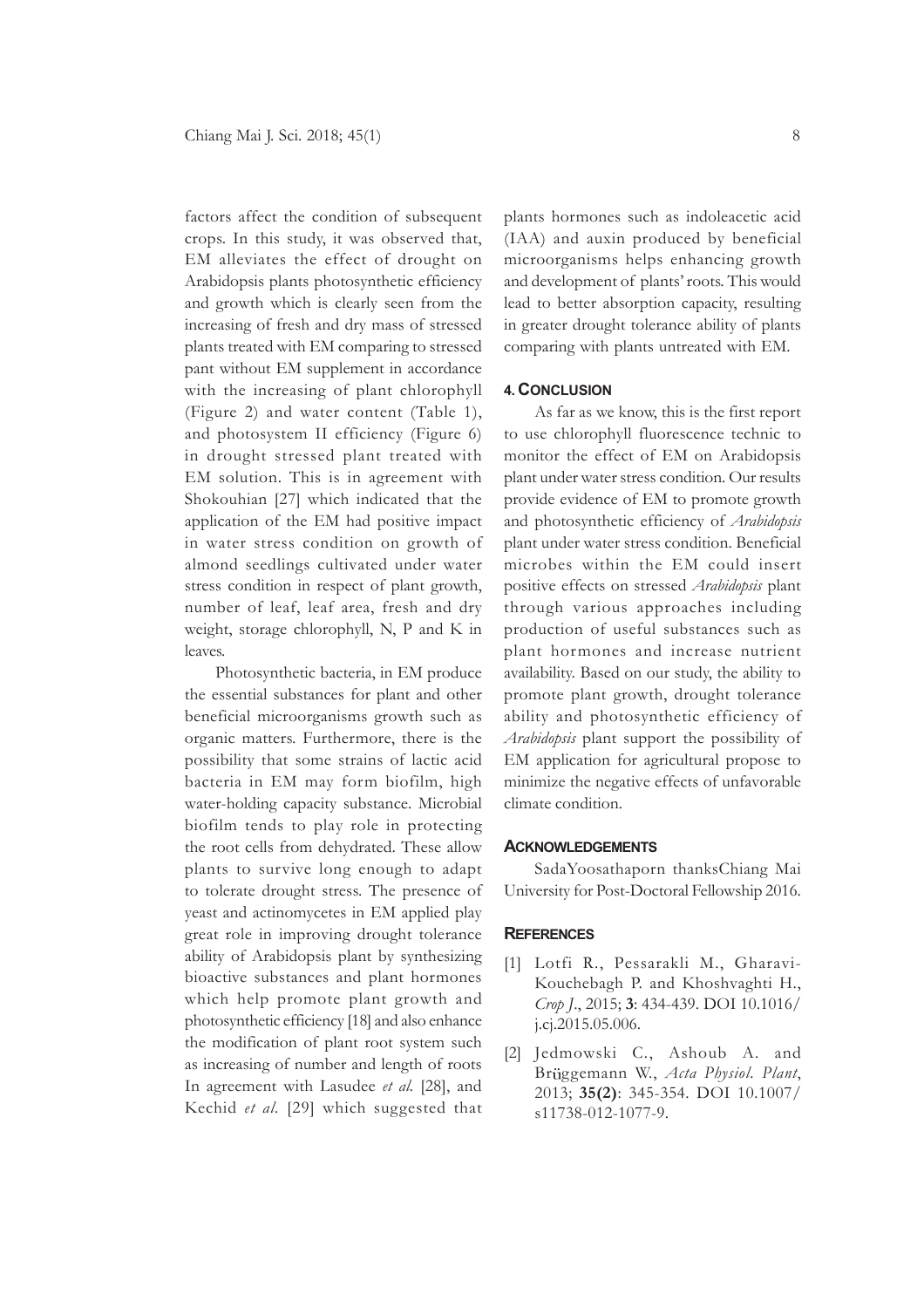factors affect the condition of subsequent crops. In this study, it was observed that, EM alleviates the effect of drought on Arabidopsis plants photosynthetic efficiency and growth which is clearly seen from the increasing of fresh and dry mass of stressed plants treated with EM comparing to stressed pant without EM supplement in accordance with the increasing of plant chlorophyll (Figure 2) and water content (Table 1), and photosystem II efficiency (Figure 6) in drought stressed plant treated with EM solution. This is in agreement with Shokouhian [27] which indicated that the application of the EM had positive impact in water stress condition on growth of almond seedlings cultivated under water stress condition in respect of plant growth, number of leaf, leaf area, fresh and dry weight, storage chlorophyll, N, P and K in leaves.

Photosynthetic bacteria, in EM produce the essential substances for plant and other beneficial microorganisms growth such as organic matters. Furthermore, there is the possibility that some strains of lactic acid bacteria in EM may form biofilm, high water-holding capacity substance. Microbial biofilm tends to play role in protecting the root cells from dehydrated. These allow plants to survive long enough to adapt to tolerate drought stress. The presence of yeast and actinomycetes in EM applied play great role in improving drought tolerance ability of Arabidopsis plant by synthesizing bioactive substances and plant hormones which help promote plant growth and photosynthetic efficiency [18] and also enhance the modification of plant root system such as increasing of number and length of roots In agreement with Lasudee *et al.* [28], and Kechid *et al.* [29] which suggested that plants hormones such as indoleacetic acid (IAA) and auxin produced by beneficial microorganisms helps enhancing growth and development of plants' roots. This would lead to better absorption capacity, resulting in greater drought tolerance ability of plants comparing with plants untreated with EM.

## 4. Conclusion

As far as we know, this is the first report to use chlorophyll fluorescence technic to monitor the effect of EM on Arabidopsis plant under water stress condition. Our results provide evidence of EM to promote growth and photosynthetic efficiency of *Arabidopsis* plant under water stress condition. Beneficial microbes within the EM could insert positive effects on stressed *Arabidopsis* plant through various approaches including production of useful substances such as plant hormones and increase nutrient availability. Based on our study, the ability to promote plant growth, drought tolerance ability and photosynthetic efficiency of *Arabidopsis* plant support the possibility of EM application for agricultural propose to minimize the negative effects of unfavorable climate condition.

## Acknowledgements

SadaYoosathaporn thanksChiang Mai University for Post-Doctoral Fellowship 2016.

## References

[1] Lotfi R., Pessarakli M., Gharavi-Kouchebagh P. and Khoshvaghti H., *Crop J*., 2015; **3**: 434-439. DOI 10.1016/j.cj.2015.05.006.

[2] Jedmowski C., Ashoub A. and Brϋggemann W., *Acta Physiol. Plant*, 2013; **35(2)**: 345-354. DOI 10.1007/s11738-012-1077-9.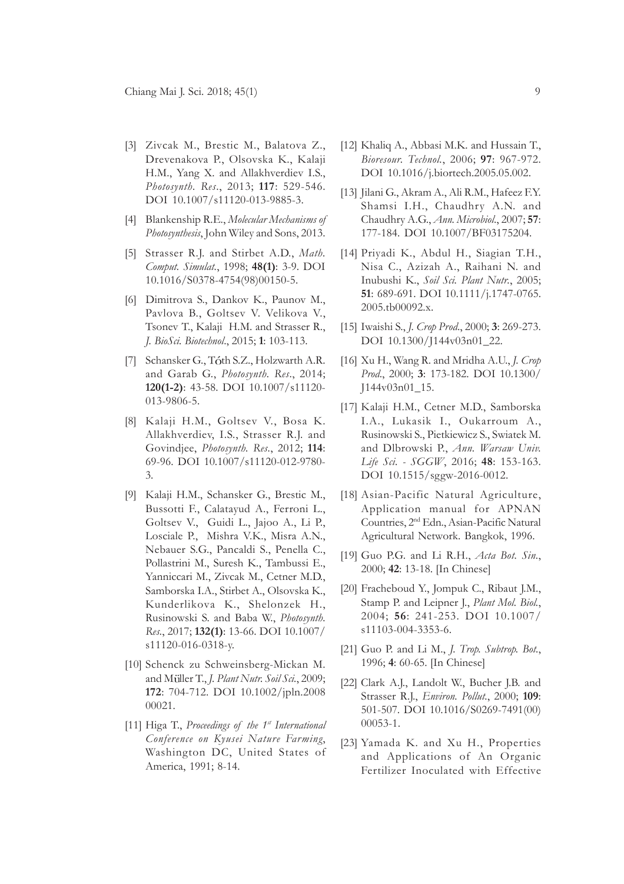[3] Zivcak M., Brestic M., Balatova Z., Drevenakova P., Olsovska K., Kalaji H.M., Yang X. and Allakhverdiev I.S., *Photosynth. Res.*, 2013; **117**: 529-546. DOI 10.1007/s11120-013-9885-3.

[4] Blankenship R.E., *Molecular Mechanisms of Photosynthesis*, John Wiley and Sons, 2013.

[5] Strasser R.J. and Stirbet A.D., *Math. Comput. Simulat.*, 1998; **48(1)**: 3-9. DOI 10.1016/S0378-4754(98)00150-5.

[6] Dimitrova S., Dankov K., Paunov M., Pavlova B., Goltsev V. Velikova V., Tsonev T., Kalaji H.M. and Strasser R., *J. BioSci. Biotechnol.*, 2015; **1**: 103-113.

[7] Schansker G., Tóth S.Z., Holzwarth A.R. and Garab G., *Photosynth. Res.*, 2014; **120(1-2)**: 43-58. DOI 10.1007/s11120-013-9806-5.

[8] Kalaji H.M., Goltsev V., Bosa K. Allakhverdiev, I.S., Strasser R.J. and Govindjee, *Photosynth. Res.*, 2012; **114**: 69-96. DOI 10.1007/s11120-012-9780-3.

[9] Kalaji H.M., Schansker G., Brestic M., Bussotti F., Calatayud A., Ferroni L., Goltsev V., Guidi L., Jajoo A., Li P., Losciale P., Mishra V.K., Misra A.N., Nebauer S.G., Pancaldi S., Penella C., Pollastrini M., Suresh K., Tambussi E., Yanniccari M., Zivcak M., Cetner M.D., Samborska I.A., Stirbet A., Olsovska K., Kunderlikova K., Shelonzek H., Rusinowski S. and Baba W., *Photosynth. Res.*, 2017; **132(1)**: 13-66. DOI 10.1007/s11120-016-0318-y.

[10] Schenck zu Schweinsberg-Mickan M. and Müller T., *J. Plant Nutr. Soil Sci.*, 2009; **172**: 704-712. DOI 10.1002/jpln.200800021.

[11] Higa T., *Proceedings of the 1st International Conference on Kyusei Nature Farming*, Washington DC, United States of America, 1991; 8-14.

[12] Khaliq A., Abbasi M.K. and Hussain T., *Bioresour. Technol.*, 2006; **97**: 967-972. DOI 10.1016/j.biortech.2005.05.002.

[13] Jilani G., Akram A., Ali R.M., Hafeez F.Y. Shamsi I.H., Chaudhry A.N. and Chaudhry A.G., *Ann. Microbiol.*, 2007; **57**: 177-184. DOI 10.1007/BF03175204.

[14] Priyadi K., Abdul H., Siagian T.H., Nisa C., Azizah A., Raihani N. and Inubushi K., *Soil Sci. Plant Nutr.*, 2005; **51**: 689-691. DOI 10.1111/j.1747-0765.2005.tb00092.x.

[15] Iwaishi S., *J. Crop Prod.*, 2000; **3**: 269-273. DOI 10.1300/J144v03n01_22.

[16] Xu H., Wang R. and Mridha A.U., *J. Crop Prod.*, 2000; **3**: 173-182. DOI 10.1300/J144v03n01_15.

[17] Kalaji H.M., Cetner M.D., Samborska I.A., Lukasik I., Oukarroum A., Rusinowski S., Pietkiewicz S., Swiatek M. and Dlbrowski P., *Ann. Warsaw Univ. Life Sci. - SGGW*, 2016; **48**: 153-163. DOI 10.1515/sggw-2016-0012.

[18] Asian-Pacific Natural Agriculture, Application manual for APNAN Countries, 2nd Edn., Asian-Pacific Natural Agricultural Network. Bangkok, 1996.

[19] Guo P.G. and Li R.H., *Acta Bot. Sin.*, 2000; **42**: 13-18. [In Chinese]

[20] Fracheboud Y., Jompuk C., Ribaut J.M., Stamp P. and Leipner J., *Plant Mol. Biol.*, 2004; **56**: 241-253. DOI 10.1007/s11103-004-3353-6.

[21] Guo P. and Li M., *J. Trop. Subtrop. Bot.*, 1996; **4**: 60-65. [In Chinese]

[22] Clark A.J., Landolt W., Bucher J.B. and Strasser R.J., *Environ. Pollut.*, 2000; **109**: 501-507. DOI 10.1016/S0269-7491(00)00053-1.

[23] Yamada K. and Xu H., Properties and Applications of An Organic Fertilizer Inoculated with Effective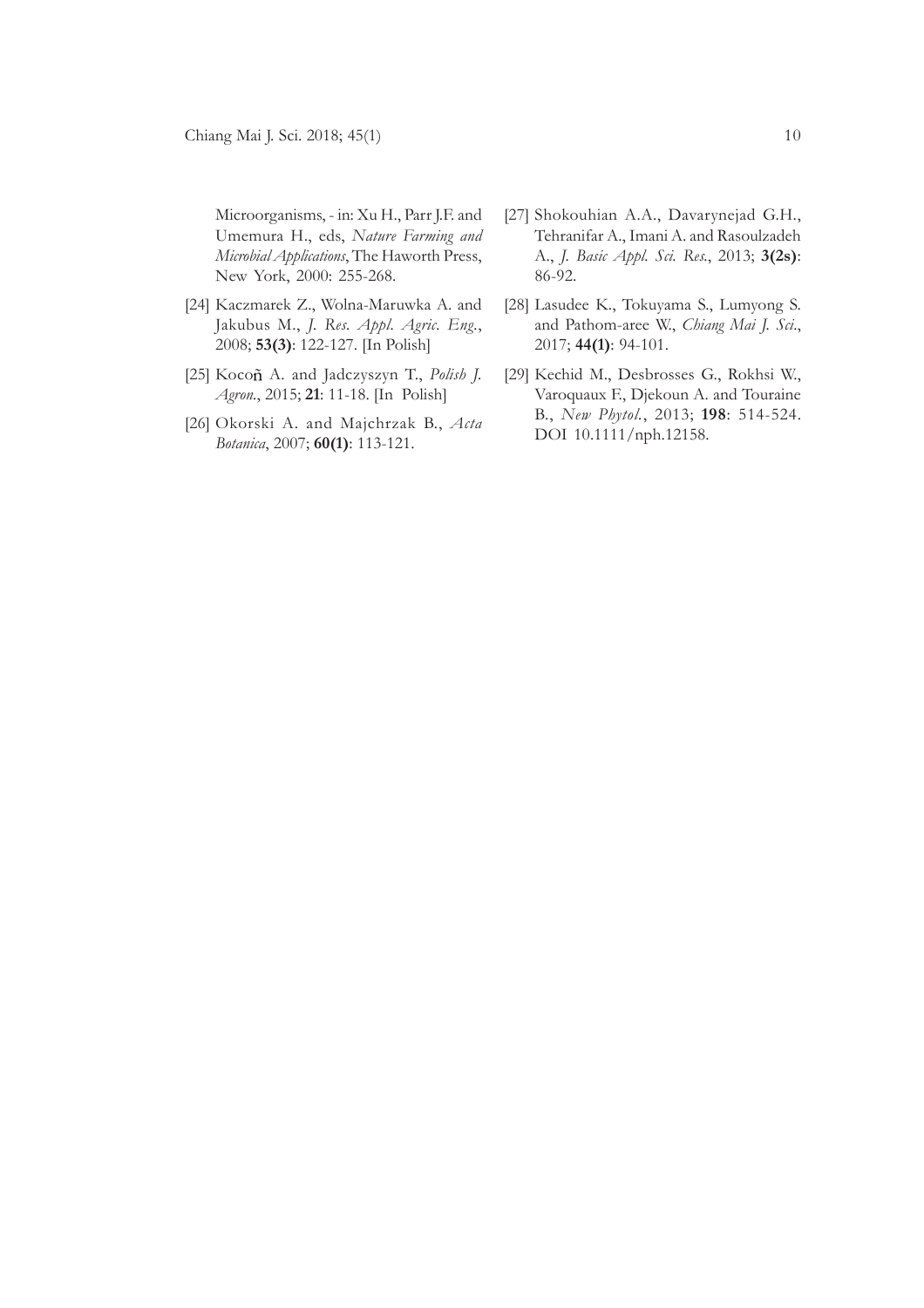Microorganisms, - in: Xu H., Parr J.F. and Umemura H., eds, *Nature Farming and Microbial Applications*, The Haworth Press, New York, 2000: 255-268.

[24] Kaczmarek Z., Wolna-Maruwka A. and Jakubus M., *J. Res. Appl. Agric. Eng.*, 2008; **53(3)**: 122-127. [In Polish]

[25] Kocoñ A. and Jadczyszyn T., *Polish J. Agron.*, 2015; **21**: 11-18. [In Polish]

[26] Okorski A. and Majchrzak B., *Acta Botanica*, 2007; **60(1)**: 113-121.

[27] Shokouhian A.A., Davarynejad G.H., Tehranifar A., Imani A. and Rasoulzadeh A., *J. Basic Appl. Sci. Res.*, 2013; **3(2s)**: 86-92.

[28] Lasudee K., Tokuyama S., Lumyong S. and Pathom-aree W., *Chiang Mai J. Sci.*, 2017; **44(1)**: 94-101.

[29] Kechid M., Desbrosses G., Rokhsi W., Varoquaux F., Djekoun A. and Touraine B., *New Phytol.*, 2013; **198**: 514-524. DOI 10.1111/nph.12158.